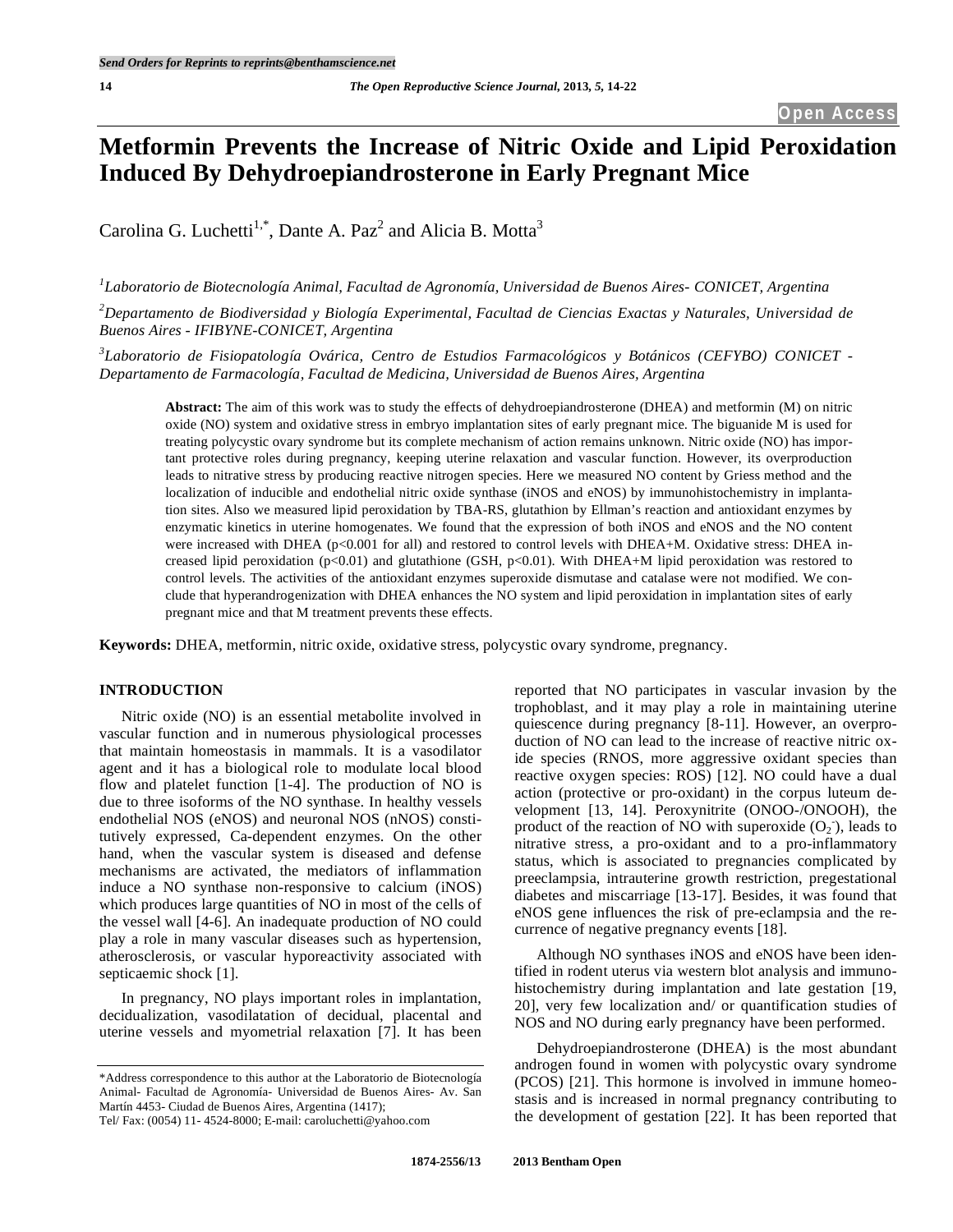Open Access

# Metformin Prevents the Increase of Nitric Oxide and Lipid Peroxidation Induced By Dehydroepiandrosterone in Early Pregnant Mice

Carolina G. Luchetti[1,*], Dante A. Paz[2] and Alicia B. Motta[3]

[1]*Laboratorio de Biotecnología Animal, Facultad de Agronomía, Universidad de Buenos Aires- CONICET, Argentina*

[2]*Departamento de Biodiversidad y Biología Experimental, Facultad de Ciencias Exactas y Naturales, Universidad de Buenos Aires - IFIBYNE-CONICET, Argentina*

[3]*Laboratorio de Fisiopatología Ovárica, Centro de Estudios Farmacológicos y Botánicos (CEFYBO) CONICET - Departamento de Farmacología, Facultad de Medicina, Universidad de Buenos Aires, Argentina*

**Abstract:** The aim of this work was to study the effects of dehydroepiandrosterone (DHEA) and metformin (M) on nitric oxide (NO) system and oxidative stress in embryo implantation sites of early pregnant mice. The biguanide M is used for treating polycystic ovary syndrome but its complete mechanism of action remains unknown. Nitric oxide (NO) has important protective roles during pregnancy, keeping uterine relaxation and vascular function. However, its overproduction leads to nitrative stress by producing reactive nitrogen species. Here we measured NO content by Griess method and the localization of inducible and endothelial nitric oxide synthase (iNOS and eNOS) by immunohistochemistry in implantation sites. Also we measured lipid peroxidation by TBA-RS, glutathion by Ellman's reaction and antioxidant enzymes by enzymatic kinetics in uterine homogenates. We found that the expression of both iNOS and eNOS and the NO content were increased with DHEA ($p<0.001$ for all) and restored to control levels with DHEA+M. Oxidative stress: DHEA increased lipid peroxidation ($p<0.01$) and glutathione (GSH, $p<0.01$). With DHEA+M lipid peroxidation was restored to control levels. The activities of the antioxidant enzymes superoxide dismutase and catalase were not modified. We conclude that hyperandrogenization with DHEA enhances the NO system and lipid peroxidation in implantation sites of early pregnant mice and that M treatment prevents these effects.

**Keywords:** DHEA, metformin, nitric oxide, oxidative stress, polycystic ovary syndrome, pregnancy.

## INTRODUCTION

Nitric oxide (NO) is an essential metabolite involved in vascular function and in numerous physiological processes that maintain homeostasis in mammals. It is a vasodilator agent and it has a biological role to modulate local blood flow and platelet function [1-4]. The production of NO is due to three isoforms of the NO synthase. In healthy vessels endothelial NOS (eNOS) and neuronal NOS (nNOS) constitutively expressed, Ca-dependent enzymes. On the other hand, when the vascular system is diseased and defense mechanisms are activated, the mediators of inflammation induce a NO synthase non-responsive to calcium (iNOS) which produces large quantities of NO in most of the cells of the vessel wall [4-6]. An inadequate production of NO could play a role in many vascular diseases such as hypertension, atherosclerosis, or vascular hyporeactivity associated with septicaemic shock [1].

In pregnancy, NO plays important roles in implantation, decidualization, vasodilatation of decidual, placental and uterine vessels and myometrial relaxation [7]. It has been reported that NO participates in vascular invasion by the trophoblast, and it may play a role in maintaining uterine quiescence during pregnancy [8-11]. However, an overproduction of NO can lead to the increase of reactive nitric oxide species (RNOS, more aggressive oxidant species than reactive oxygen species: ROS) [12]. NO could have a dual action (protective or pro-oxidant) in the corpus luteum development [13, 14]. Peroxynitrite (ONOO-/ONOOH), the product of the reaction of NO with superoxide ($O_2^-$), leads to nitrative stress, a pro-oxidant and to a pro-inflammatory status, which is associated to pregnancies complicated by preeclampsia, intrauterine growth restriction, pregestational diabetes and miscarriage [13-17]. Besides, it was found that eNOS gene influences the risk of pre-eclampsia and the recurrence of negative pregnancy events [18].

Although NO synthases iNOS and eNOS have been identified in rodent uterus via western blot analysis and immunohistochemistry during implantation and late gestation [19, 20], very few localization and/ or quantification studies of NOS and NO during early pregnancy have been performed.

Dehydroepiandrosterone (DHEA) is the most abundant androgen found in women with polycystic ovary syndrome (PCOS) [21]. This hormone is involved in immune homeostasis and is increased in normal pregnancy contributing to the development of gestation [22]. It has been reported that

\*Address correspondence to this author at the Laboratorio de Biotecnología Animal- Facultad de Agronomía- Universidad de Buenos Aires- Av. San Martín 4453- Ciudad de Buenos Aires, Argentina (1417); Tel/ Fax: (0054) 11- 4524-8000; E-mail: caroluchetti@yahoo.com

1874-2556/13 2013 Bentham Open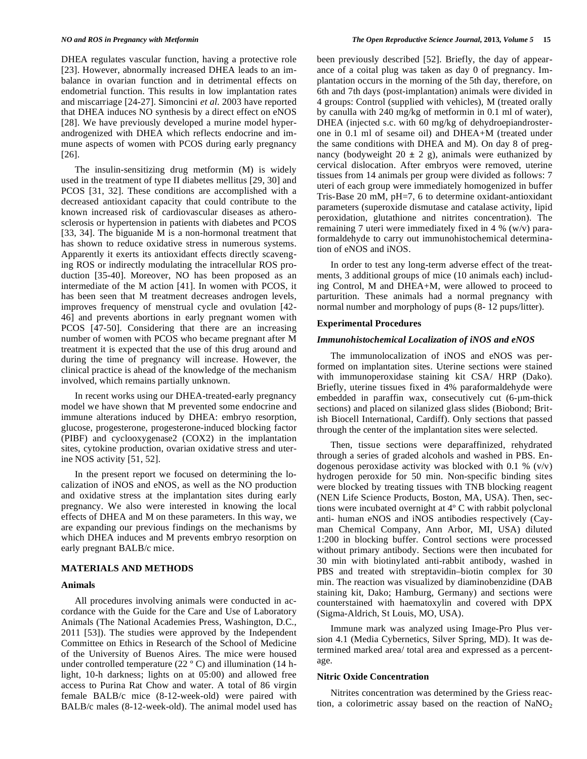DHEA regulates vascular function, having a protective role [23]. However, abnormally increased DHEA leads to an imbalance in ovarian function and in detrimental effects on endometrial function. This results in low implantation rates and miscarriage [24-27]. Simoncini *et al.* 2003 have reported that DHEA induces NO synthesis by a direct effect on eNOS [28]. We have previously developed a murine model hyperandrogenized with DHEA which reflects endocrine and immune aspects of women with PCOS during early pregnancy [26].

The insulin-sensitizing drug metformin (M) is widely used in the treatment of type II diabetes mellitus [29, 30] and PCOS [31, 32]. These conditions are accomplished with a decreased antioxidant capacity that could contribute to the known increased risk of cardiovascular diseases as atherosclerosis or hypertension in patients with diabetes and PCOS [33, 34]. The biguanide M is a non-hormonal treatment that has shown to reduce oxidative stress in numerous systems. Apparently it exerts its antioxidant effects directly scavenging ROS or indirectly modulating the intracellular ROS production [35-40]. Moreover, NO has been proposed as an intermediate of the M action [41]. In women with PCOS, it has been seen that M treatment decreases androgen levels, improves frequency of menstrual cycle and ovulation [42-46] and prevents abortions in early pregnant women with PCOS [47-50]. Considering that there are an increasing number of women with PCOS who became pregnant after M treatment it is expected that the use of this drug around and during the time of pregnancy will increase. However, the clinical practice is ahead of the knowledge of the mechanism involved, which remains partially unknown.

In recent works using our DHEA-treated-early pregnancy model we have shown that M prevented some endocrine and immune alterations induced by DHEA: embryo resorption, glucose, progesterone, progesterone-induced blocking factor (PIBF) and cyclooxygenase2 (COX2) in the implantation sites, cytokine production, ovarian oxidative stress and uterine NOS activity [51, 52].

In the present report we focused on determining the localization of iNOS and eNOS, as well as the NO production and oxidative stress at the implantation sites during early pregnancy. We also were interested in knowing the local effects of DHEA and M on these parameters. In this way, we are expanding our previous findings on the mechanisms by which DHEA induces and M prevents embryo resorption on early pregnant BALB/c mice.

## MATERIALS AND METHODS

### Animals

All procedures involving animals were conducted in accordance with the Guide for the Care and Use of Laboratory Animals (The National Academies Press, Washington, D.C., 2011 [53]). The studies were approved by the Independent Committee on Ethics in Research of the School of Medicine of the University of Buenos Aires. The mice were housed under controlled temperature (22 º C) and illumination (14 h-light, 10-h darkness; lights on at 05:00) and allowed free access to Purina Rat Chow and water. A total of 86 virgin female BALB/c mice (8-12-week-old) were paired with BALB/c males (8-12-week-old). The animal model used has been previously described [52]. Briefly, the day of appearance of a coital plug was taken as day 0 of pregnancy. Implantation occurs in the morning of the 5th day, therefore, on 6th and 7th days (post-implantation) animals were divided in 4 groups: Control (supplied with vehicles), M (treated orally by canulla with 240 mg/kg of metformin in 0.1 ml of water), DHEA (injected s.c. with 60 mg/kg of dehydroepiandrosterone in 0.1 ml of sesame oil) and DHEA+M (treated under the same conditions with DHEA and M). On day 8 of pregnancy (bodyweight 20 ± 2 g), animals were euthanized by cervical dislocation. After embryos were removed, uterine tissues from 14 animals per group were divided as follows: 7 uteri of each group were immediately homogenized in buffer Tris-Base 20 mM, pH=7, 6 to determine oxidant-antioxidant parameters (superoxide dismutase and catalase activity, lipid peroxidation, glutathione and nitrites concentration). The remaining 7 uteri were immediately fixed in 4 % (w/v) paraformaldehyde to carry out immunohistochemical determination of eNOS and iNOS.

In order to test any long-term adverse effect of the treatments, 3 additional groups of mice (10 animals each) including Control, M and DHEA+M, were allowed to proceed to parturition. These animals had a normal pregnancy with normal number and morphology of pups (8- 12 pups/litter).

### Experimental Procedures

#### *Immunohistochemical Localization of iNOS and eNOS*

The immunolocalization of iNOS and eNOS was performed on implantation sites. Uterine sections were stained with immunoperoxidase staining kit CSA/ HRP (Dako). Briefly, uterine tissues fixed in 4% paraformaldehyde were embedded in paraffin wax, consecutively cut (6-μm-thick sections) and placed on silanized glass slides (Biobond; British Biocell International, Cardiff). Only sections that passed through the center of the implantation sites were selected.

Then, tissue sections were deparaffinized, rehydrated through a series of graded alcohols and washed in PBS. Endogenous peroxidase activity was blocked with 0.1 % (v/v) hydrogen peroxide for 50 min. Non-specific binding sites were blocked by treating tissues with TNB blocking reagent (NEN Life Science Products, Boston, MA, USA). Then, sections were incubated overnight at 4º C with rabbit polyclonal anti- human eNOS and iNOS antibodies respectively (Cayman Chemical Company, Ann Arbor, MI, USA) diluted 1:200 in blocking buffer. Control sections were processed without primary antibody. Sections were then incubated for 30 min with biotinylated anti-rabbit antibody, washed in PBS and treated with streptavidin–biotin complex for 30 min. The reaction was visualized by diaminobenzidine (DAB staining kit, Dako; Hamburg, Germany) and sections were counterstained with haematoxylin and covered with DPX (Sigma-Aldrich, St Louis, MO, USA).

Immune mark was analyzed using Image-Pro Plus version 4.1 (Media Cybernetics, Silver Spring, MD). It was determined marked area/ total area and expressed as a percentage.

### Nitric Oxide Concentration

Nitrites concentration was determined by the Griess reaction, a colorimetric assay based on the reaction of $NaNO_2$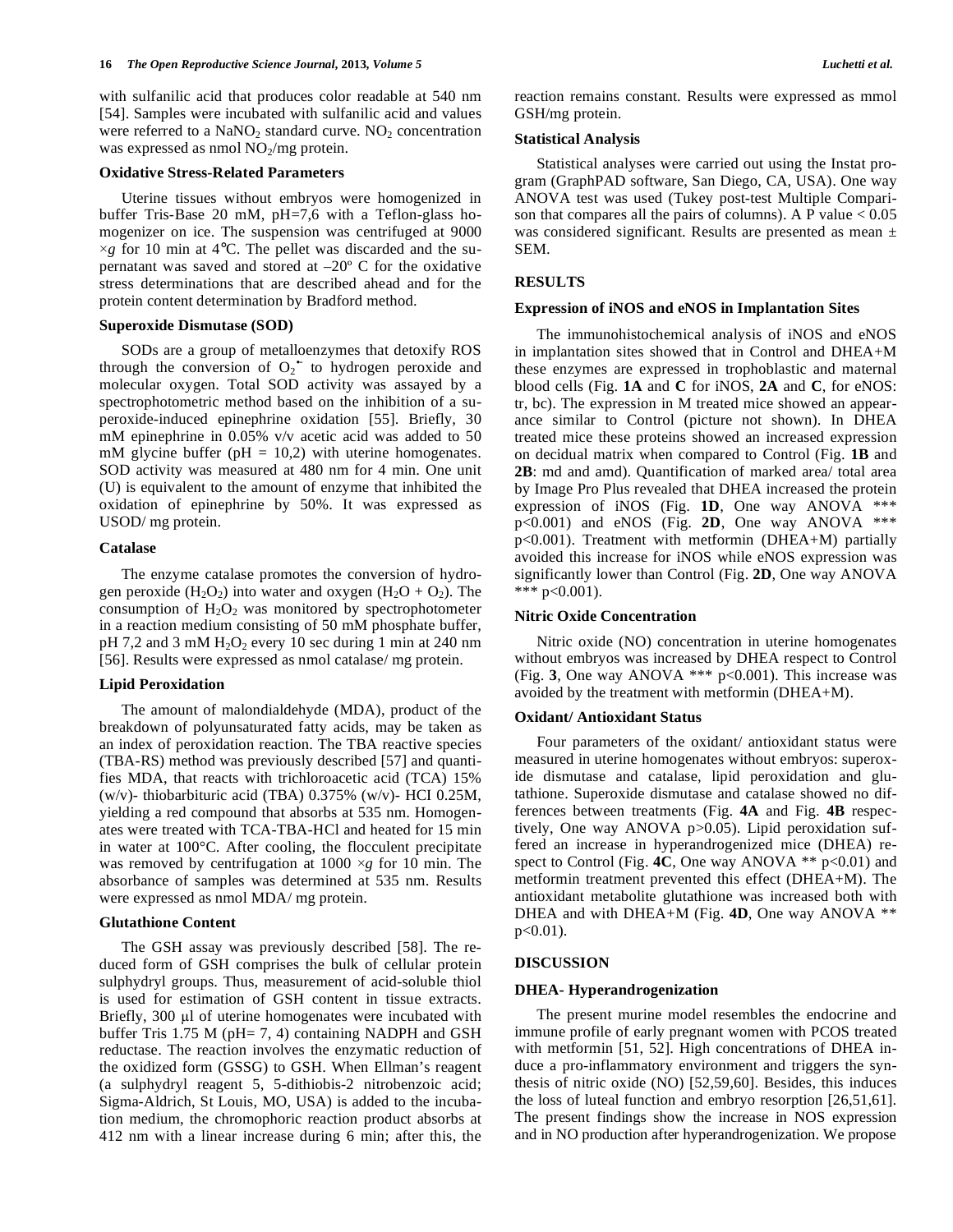with sulfanilic acid that produces color readable at 540 nm [54]. Samples were incubated with sulfanilic acid and values were referred to a $NaNO_2$ standard curve. $NO_2$ concentration was expressed as nmol $NO_2$/mg protein.

### Oxidative Stress-Related Parameters

Uterine tissues without embryos were homogenized in buffer Tris-Base 20 mM, pH=7,6 with a Teflon-glass homogenizer on ice. The suspension was centrifuged at 9000 $\times g$ for 10 min at 4°C. The pellet was discarded and the supernatant was saved and stored at –20º C for the oxidative stress determinations that are described ahead and for the protein content determination by Bradford method.

### Superoxide Dismutase (SOD)

SODs are a group of metalloenzymes that detoxify ROS through the conversion of $O_2^{\bullet-}$ to hydrogen peroxide and molecular oxygen. Total SOD activity was assayed by a spectrophotometric method based on the inhibition of a superoxide-induced epinephrine oxidation [55]. Briefly, 30 mM epinephrine in 0.05% v/v acetic acid was added to 50 mM glycine buffer (pH = 10,2) with uterine homogenates. SOD activity was measured at 480 nm for 4 min. One unit (U) is equivalent to the amount of enzyme that inhibited the oxidation of epinephrine by 50%. It was expressed as USOD/ mg protein.

### Catalase

The enzyme catalase promotes the conversion of hydrogen peroxide ($H_2O_2$) into water and oxygen ($H_2O + O_2$). The consumption of $H_2O_2$ was monitored by spectrophotometer in a reaction medium consisting of 50 mM phosphate buffer, pH 7,2 and 3 mM $H_2O_2$ every 10 sec during 1 min at 240 nm [56]. Results were expressed as nmol catalase/ mg protein.

### Lipid Peroxidation

The amount of malondialdehyde (MDA), product of the breakdown of polyunsaturated fatty acids, may be taken as an index of peroxidation reaction. The TBA reactive species (TBA-RS) method was previously described [57] and quantifies MDA, that reacts with trichloroacetic acid (TCA) 15% (w/v)- thiobarbituric acid (TBA) 0.375% (w/v)- HCI 0.25M, yielding a red compound that absorbs at 535 nm. Homogenates were treated with TCA-TBA-HCl and heated for 15 min in water at 100°C. After cooling, the flocculent precipitate was removed by centrifugation at 1000 $\times g$ for 10 min. The absorbance of samples was determined at 535 nm. Results were expressed as nmol MDA/ mg protein.

### Glutathione Content

The GSH assay was previously described [58]. The reduced form of GSH comprises the bulk of cellular protein sulphydryl groups. Thus, measurement of acid-soluble thiol is used for estimation of GSH content in tissue extracts. Briefly, 300 μl of uterine homogenates were incubated with buffer Tris 1.75 M (pH= 7, 4) containing NADPH and GSH reductase. The reaction involves the enzymatic reduction of the oxidized form (GSSG) to GSH. When Ellman's reagent (a sulphydryl reagent 5, 5-dithiobis-2 nitrobenzoic acid; Sigma-Aldrich, St Louis, MO, USA) is added to the incubation medium, the chromophoric reaction product absorbs at 412 nm with a linear increase during 6 min; after this, the reaction remains constant. Results were expressed as mmol GSH/mg protein.

### Statistical Analysis

Statistical analyses were carried out using the Instat program (GraphPAD software, San Diego, CA, USA). One way ANOVA test was used (Tukey post-test Multiple Comparison that compares all the pairs of columns). A P value $< 0.05$ was considered significant. Results are presented as mean ± SEM.

## RESULTS

### Expression of iNOS and eNOS in Implantation Sites

The immunohistochemical analysis of iNOS and eNOS in implantation sites showed that in Control and DHEA+M these enzymes are expressed in trophoblastic and maternal blood cells (Fig. **1A** and **C** for iNOS, **2A** and **C**, for eNOS: tr, bc). The expression in M treated mice showed an appearance similar to Control (picture not shown). In DHEA treated mice these proteins showed an increased expression on decidual matrix when compared to Control (Fig. **1B** and **2B**: md and amd). Quantification of marked area/ total area by Image Pro Plus revealed that DHEA increased the protein expression of iNOS (Fig. **1D**, One way ANOVA *** $p<0.001$) and eNOS (Fig. **2D**, One way ANOVA *** $p<0.001$). Treatment with metformin (DHEA+M) partially avoided this increase for iNOS while eNOS expression was significantly lower than Control (Fig. **2D**, One way ANOVA *** $p<0.001$).

### Nitric Oxide Concentration

Nitric oxide (NO) concentration in uterine homogenates without embryos was increased by DHEA respect to Control (Fig. **3**, One way ANOVA *** $p<0.001$). This increase was avoided by the treatment with metformin (DHEA+M).

### Oxidant/ Antioxidant Status

Four parameters of the oxidant/ antioxidant status were measured in uterine homogenates without embryos: superoxide dismutase and catalase, lipid peroxidation and glutathione. Superoxide dismutase and catalase showed no differences between treatments (Fig. **4A** and Fig. **4B** respectively, One way ANOVA $p>0.05$). Lipid peroxidation suffered an increase in hyperandrogenized mice (DHEA) respect to Control (Fig. **4C**, One way ANOVA ** $p<0.01$) and metformin treatment prevented this effect (DHEA+M). The antioxidant metabolite glutathione was increased both with DHEA and with DHEA+M (Fig. **4D**, One way ANOVA ** $p<0.01$).

## DISCUSSION

### DHEA- Hyperandrogenization

The present murine model resembles the endocrine and immune profile of early pregnant women with PCOS treated with metformin [51, 52]. High concentrations of DHEA induce a pro-inflammatory environment and triggers the synthesis of nitric oxide (NO) [52,59,60]. Besides, this induces the loss of luteal function and embryo resorption [26,51,61]. The present findings show the increase in NOS expression and in NO production after hyperandrogenization. We propose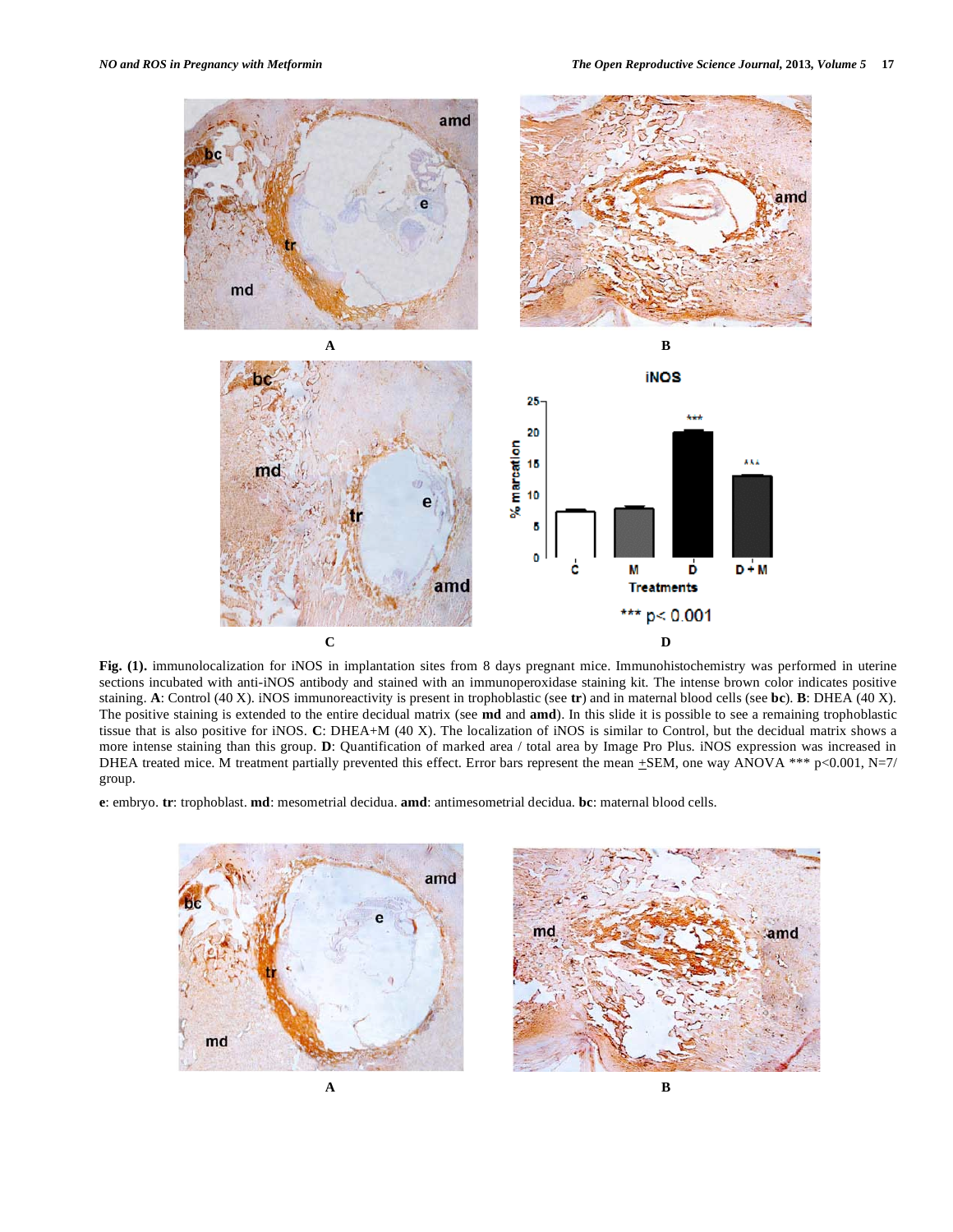**Fig. (1).** immunolocalization for iNOS in implantation sites from 8 days pregnant mice. Immunohistochemistry was performed in uterine sections incubated with anti-iNOS antibody and stained with an immunoperoxidase staining kit. The intense brown color indicates positive staining. **A**: Control (40 X). iNOS immunoreactivity is present in trophoblastic (see **tr**) and in maternal blood cells (see **bc**). **B**: DHEA (40 X). The positive staining is extended to the entire decidual matrix (see **md** and **amd**). In this slide it is possible to see a remaining trophoblastic tissue that is also positive for iNOS. **C**: DHEA+M (40 X). The localization of iNOS is similar to Control, but the decidual matrix shows a more intense staining than this group. **D**: Quantification of marked area / total area by Image Pro Plus. iNOS expression was increased in DHEA treated mice. M treatment partially prevented this effect. Error bars represent the mean ±SEM, one way ANOVA *** $p<0.001$, N=7/ group.

**e**: embryo. **tr**: trophoblast. **md**: mesometrial decidua. **amd**: antimesometrial decidua. **bc**: maternal blood cells.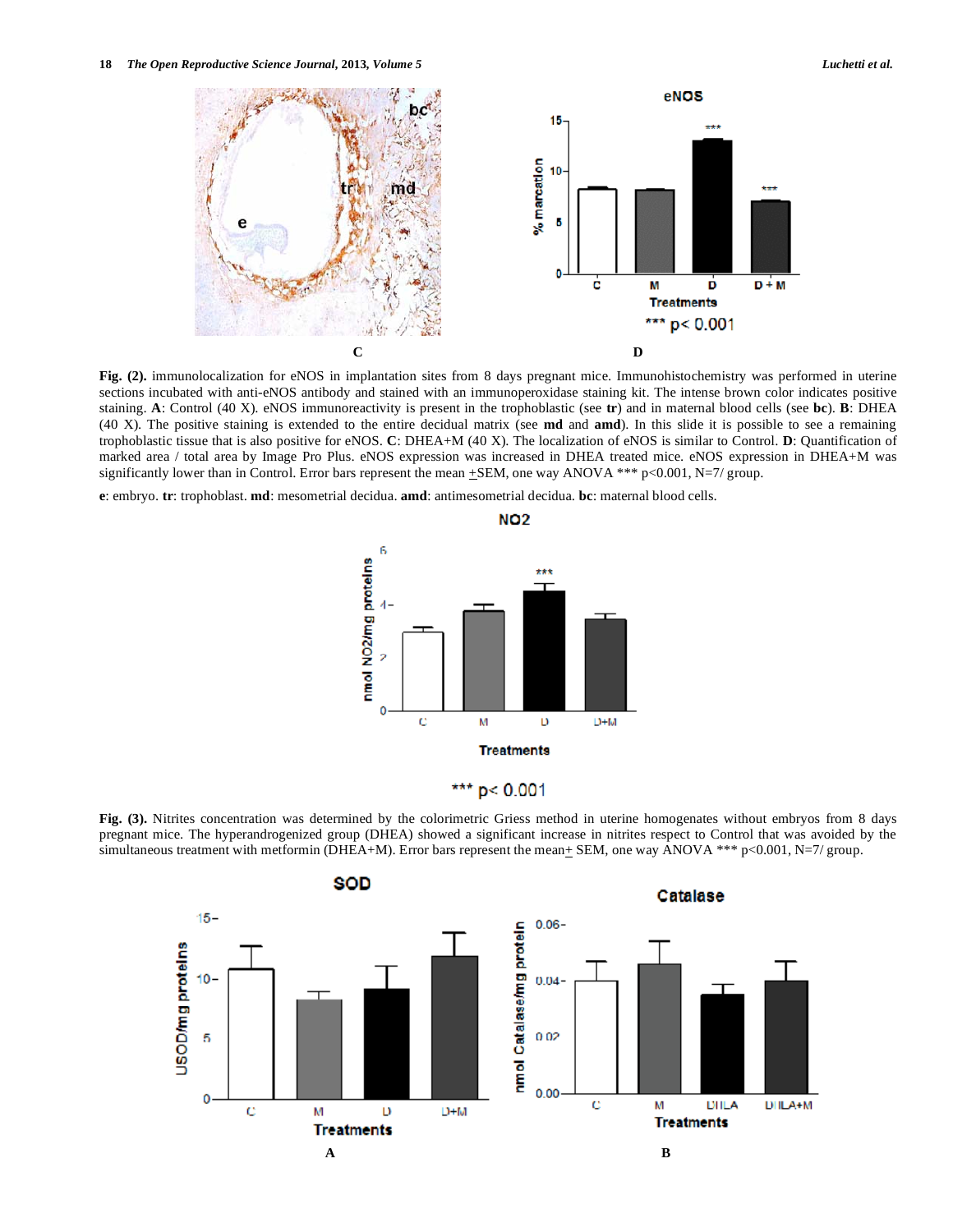**Fig. (2).** immunolocalization for eNOS in implantation sites from 8 days pregnant mice. Immunohistochemistry was performed in uterine sections incubated with anti-eNOS antibody and stained with an immunoperoxidase staining kit. The intense brown color indicates positive staining. **A**: Control (40 X). eNOS immunoreactivity is present in the trophoblastic (see **tr**) and in maternal blood cells (see **bc**). **B**: DHEA (40 X). The positive staining is extended to the entire decidual matrix (see **md** and **amd**). In this slide it is possible to see a remaining trophoblastic tissue that is also positive for eNOS. **C**: DHEA+M (40 X). The localization of eNOS is similar to Control. **D**: Quantification of marked area / total area by Image Pro Plus. eNOS expression was increased in DHEA treated mice. eNOS expression in DHEA+M was significantly lower than in Control. Error bars represent the mean ±SEM, one way ANOVA *** p<0.001, N=7/ group.

**e**: embryo. **tr**: trophoblast. **md**: mesometrial decidua. **amd**: antimesometrial decidua. **bc**: maternal blood cells.

**Fig. (3).** Nitrites concentration was determined by the colorimetric Griess method in uterine homogenates without embryos from 8 days pregnant mice. The hyperandrogenized group (DHEA) showed a significant increase in nitrites respect to Control that was avoided by the simultaneous treatment with metformin (DHEA+M). Error bars represent the mean± SEM, one way ANOVA *** p<0.001, N=7/ group.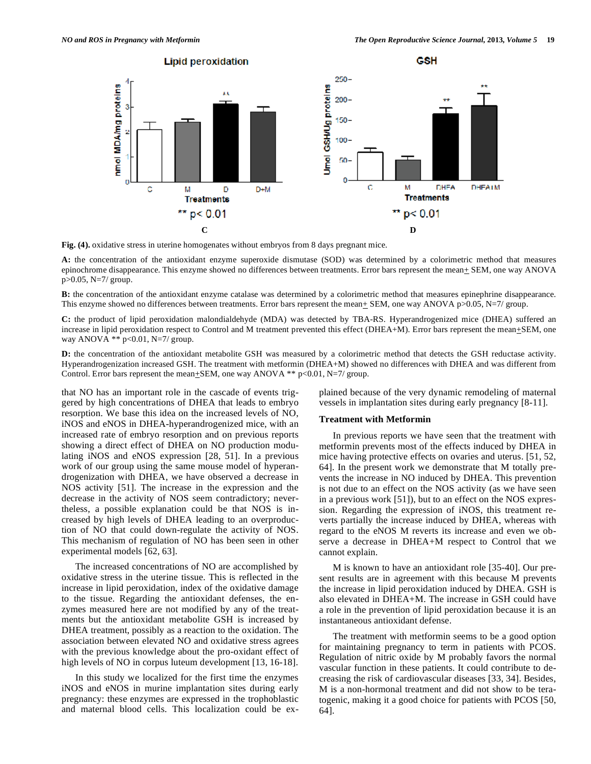**Fig. (4).** oxidative stress in uterine homogenates without embryos from 8 days pregnant mice.

**A:** the concentration of the antioxidant enzyme superoxide dismutase (SOD) was determined by a colorimetric method that measures epinochrome disappearance. This enzyme showed no differences between treatments. Error bars represent the mean± SEM, one way ANOVA $p>0.05$, N=7/ group.

**B:** the concentration of the antioxidant enzyme catalase was determined by a colorimetric method that measures epinephrine disappearance. This enzyme showed no differences between treatments. Error bars represent the mean± SEM, one way ANOVA $p>0.05$, N=7/ group.

**C:** the product of lipid peroxidation malondialdehyde (MDA) was detected by TBA-RS. Hyperandrogenized mice (DHEA) suffered an increase in lipid peroxidation respect to Control and M treatment prevented this effect (DHEA+M). Error bars represent the mean±SEM, one way ANOVA ** $p<0.01$, N=7/ group.

**D:** the concentration of the antioxidant metabolite GSH was measured by a colorimetric method that detects the GSH reductase activity. Hyperandrogenization increased GSH. The treatment with metformin (DHEA+M) showed no differences with DHEA and was different from Control. Error bars represent the mean±SEM, one way ANOVA ** $p<0.01$, N=7/ group.

that NO has an important role in the cascade of events triggered by high concentrations of DHEA that leads to embryo resorption. We base this idea on the increased levels of NO, iNOS and eNOS in DHEA-hyperandrogenized mice, with an increased rate of embryo resorption and on previous reports showing a direct effect of DHEA on NO production modulating iNOS and eNOS expression [28, 51]. In a previous work of our group using the same mouse model of hyperandrogenization with DHEA, we have observed a decrease in NOS activity [51]. The increase in the expression and the decrease in the activity of NOS seem contradictory; nevertheless, a possible explanation could be that NOS is increased by high levels of DHEA leading to an overproduction of NO that could down-regulate the activity of NOS. This mechanism of regulation of NO has been seen in other experimental models [62, 63].

The increased concentrations of NO are accomplished by oxidative stress in the uterine tissue. This is reflected in the increase in lipid peroxidation, index of the oxidative damage to the tissue. Regarding the antioxidant defenses, the enzymes measured here are not modified by any of the treatments but the antioxidant metabolite GSH is increased by DHEA treatment, possibly as a reaction to the oxidation. The association between elevated NO and oxidative stress agrees with the previous knowledge about the pro-oxidant effect of high levels of NO in corpus luteum development [13, 16-18].

In this study we localized for the first time the enzymes iNOS and eNOS in murine implantation sites during early pregnancy: these enzymes are expressed in the trophoblastic and maternal blood cells. This localization could be explained because of the very dynamic remodeling of maternal vessels in implantation sites during early pregnancy [8-11].

### Treatment with Metformin

In previous reports we have seen that the treatment with metformin prevents most of the effects induced by DHEA in mice having protective effects on ovaries and uterus. [51, 52, 64]. In the present work we demonstrate that M totally prevents the increase in NO induced by DHEA. This prevention is not due to an effect on the NOS activity (as we have seen in a previous work [51]), but to an effect on the NOS expression. Regarding the expression of iNOS, this treatment reverts partially the increase induced by DHEA, whereas with regard to the eNOS M reverts its increase and even we observe a decrease in DHEA+M respect to Control that we cannot explain.

M is known to have an antioxidant role [35-40]. Our present results are in agreement with this because M prevents the increase in lipid peroxidation induced by DHEA. GSH is also elevated in DHEA+M. The increase in GSH could have a role in the prevention of lipid peroxidation because it is an instantaneous antioxidant defense.

The treatment with metformin seems to be a good option for maintaining pregnancy to term in patients with PCOS. Regulation of nitric oxide by M probably favors the normal vascular function in these patients. It could contribute to decreasing the risk of cardiovascular diseases [33, 34]. Besides, M is a non-hormonal treatment and did not show to be teratogenic, making it a good choice for patients with PCOS [50, 64].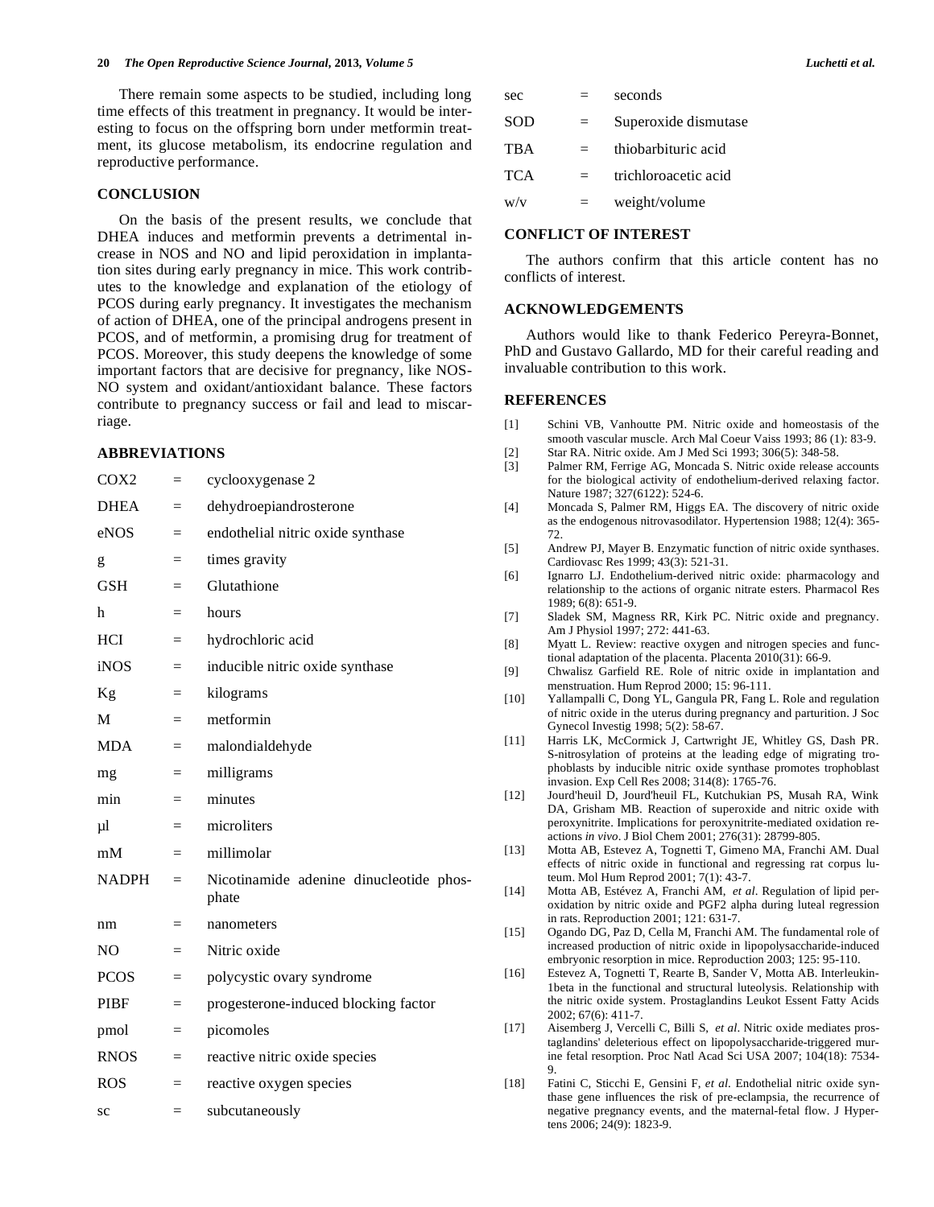There remain some aspects to be studied, including long time effects of this treatment in pregnancy. It would be interesting to focus on the offspring born under metformin treatment, its glucose metabolism, its endocrine regulation and reproductive performance.

## CONCLUSION

On the basis of the present results, we conclude that DHEA induces and metformin prevents a detrimental increase in NOS and NO and lipid peroxidation in implantation sites during early pregnancy in mice. This work contributes to the knowledge and explanation of the etiology of PCOS during early pregnancy. It investigates the mechanism of action of DHEA, one of the principal androgens present in PCOS, and of metformin, a promising drug for treatment of PCOS. Moreover, this study deepens the knowledge of some important factors that are decisive for pregnancy, like NOS-NO system and oxidant/antioxidant balance. These factors contribute to pregnancy success or fail and lead to miscarriage.

## ABBREVIATIONS

| | | |
|---|---|---|
| COX2 | = | cyclooxygenase 2 |
| DHEA | = | dehydroepiandrosterone |
| eNOS | = | endothelial nitric oxide synthase |
| g | = | times gravity |
| GSH | = | Glutathione |
| h | = | hours |
| HCI | = | hydrochloric acid |
| iNOS | = | inducible nitric oxide synthase |
| Kg | = | kilograms |
| M | = | metformin |
| MDA | = | malondialdehyde |
| mg | = | milligrams |
| min | = | minutes |
| µl | = | microliters |
| mM | = | millimolar |
| NADPH | = | Nicotinamide adenine dinucleotide phosphate |
| nm | = | nanometers |
| NO | = | Nitric oxide |
| PCOS | = | polycystic ovary syndrome |
| PIBF | = | progesterone-induced blocking factor |
| pmol | = | picomoles |
| RNOS | = | reactive nitric oxide species |
| ROS | = | reactive oxygen species |
| sc | = | subcutaneously |
| sec | = | seconds |
| SOD | = | Superoxide dismutase |
| TBA | = | thiobarbituric acid |
| TCA | = | trichloroacetic acid |
| w/v | = | weight/volume |

## CONFLICT OF INTEREST

The authors confirm that this article content has no conflicts of interest.

## ACKNOWLEDGEMENTS

Authors would like to thank Federico Pereyra-Bonnet, PhD and Gustavo Gallardo, MD for their careful reading and invaluable contribution to this work.

## REFERENCES

[1] Schini VB, Vanhoutte PM. Nitric oxide and homeostasis of the smooth vascular muscle. Arch Mal Coeur Vaiss 1993; 86 (1): 83-9.

[2] Star RA. Nitric oxide. Am J Med Sci 1993; 306(5): 348-58.

[3] Palmer RM, Ferrige AG, Moncada S. Nitric oxide release accounts for the biological activity of endothelium-derived relaxing factor. Nature 1987; 327(6122): 524-6.

[4] Moncada S, Palmer RM, Higgs EA. The discovery of nitric oxide as the endogenous nitrovasodilator. Hypertension 1988; 12(4): 365-72.

[5] Andrew PJ, Mayer B. Enzymatic function of nitric oxide synthases. Cardiovasc Res 1999; 43(3): 521-31.

[6] Ignarro LJ. Endothelium-derived nitric oxide: pharmacology and relationship to the actions of organic nitrate esters. Pharmacol Res 1989; 6(8): 651-9.

[7] Sladek SM, Magness RR, Kirk PC. Nitric oxide and pregnancy. Am J Physiol 1997; 272: 441-63.

[8] Myatt L. Review: reactive oxygen and nitrogen species and functional adaptation of the placenta. Placenta 2010(31): 66-9.

[9] Chwalisz Garfield RE. Role of nitric oxide in implantation and menstruation. Hum Reprod 2000; 15: 96-111.

[10] Yallampalli C, Dong YL, Gangula PR, Fang L. Role and regulation of nitric oxide in the uterus during pregnancy and parturition. J Soc Gynecol Investig 1998; 5(2): 58-67.

[11] Harris LK, McCormick J, Cartwright JE, Whitley GS, Dash PR. S-nitrosylation of proteins at the leading edge of migrating trophoblasts by inducible nitric oxide synthase promotes trophoblast invasion. Exp Cell Res 2008; 314(8): 1765-76.

[12] Jourd'heuil D, Jourd'heuil FL, Kutchukian PS, Musah RA, Wink DA, Grisham MB. Reaction of superoxide and nitric oxide with peroxynitrite. Implications for peroxynitrite-mediated oxidation reactions *in vivo*. J Biol Chem 2001; 276(31): 28799-805.

[13] Motta AB, Estevez A, Tognetti T, Gimeno MA, Franchi AM. Dual effects of nitric oxide in functional and regressing rat corpus luteum. Mol Hum Reprod 2001; 7(1): 43-7.

[14] Motta AB, Estévez A, Franchi AM, *et al*. Regulation of lipid peroxidation by nitric oxide and PGF2 alpha during luteal regression in rats. Reproduction 2001; 121: 631-7.

[15] Ogando DG, Paz D, Cella M, Franchi AM. The fundamental role of increased production of nitric oxide in lipopolysaccharide-induced embryonic resorption in mice. Reproduction 2003; 125: 95-110.

[16] Estevez A, Tognetti T, Rearte B, Sander V, Motta AB. Interleukin-1beta in the functional and structural luteolysis. Relationship with the nitric oxide system. Prostaglandins Leukot Essent Fatty Acids 2002; 67(6): 411-7.

[17] Aisemberg J, Vercelli C, Billi S, *et al*. Nitric oxide mediates prostaglandins' deleterious effect on lipopolysaccharide-triggered murine fetal resorption. Proc Natl Acad Sci USA 2007; 104(18): 7534-9.

[18] Fatini C, Sticchi E, Gensini F, *et al*. Endothelial nitric oxide synthase gene influences the risk of pre-eclampsia, the recurrence of negative pregnancy events, and the maternal-fetal flow. J Hypertens 2006; 24(9): 1823-9.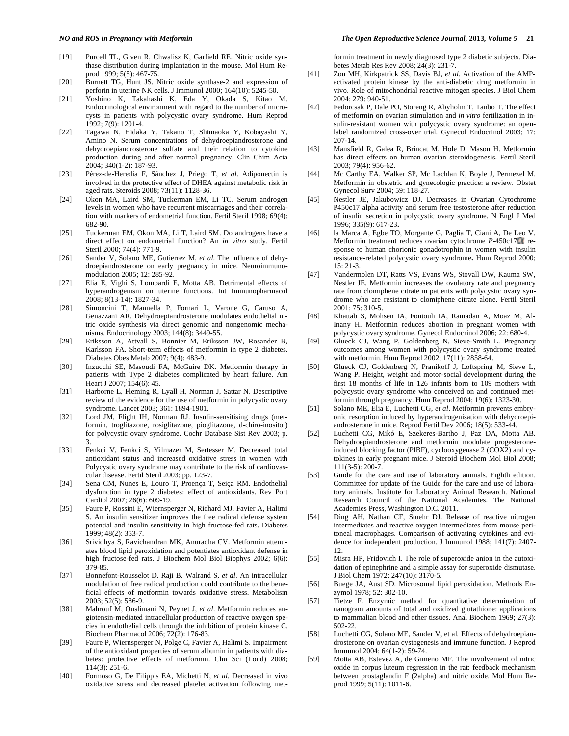[19] Purcell TL, Given R, Chwalisz K, Garfield RE. Nitric oxide synthase distribution during implantation in the mouse. Mol Hum Reprod 1999; 5(5): 467-75.

[20] Burnett TG, Hunt JS. Nitric oxide synthase-2 and expression of perforin in uterine NK cells. J Immunol 2000; 164(10): 5245-50.

[21] Yoshino K, Takahashi K, Eda Y, Okada S, Kitao M. Endocrinological environment with regard to the number of microcysts in patients with polycystic ovary syndrome. Hum Reprod 1992; 7(9): 1201-4.

[22] Tagawa N, Hidaka Y, Takano T, Shimaoka Y, Kobayashi Y, Amino N. Serum concentrations of dehydroepiandrosterone and dehydroepiandrosterone sulfate and their relation to cytokine production during and after normal pregnancy. Clin Chim Acta 2004; 340(1-2): 187-93.

[23] Pérez-de-Heredia F, Sánchez J, Priego T, *et al.* Adiponectin is involved in the protective effect of DHEA against metabolic risk in aged rats. Steroids 2008; 73(11): 1128-36.

[24] Okon MA, Laird SM, Tuckerman EM, Li TC. Serum androgen levels in women who have recurrent miscarriages and their correlation with markers of endometrial function. Fertil Steril 1998; 69(4): 682-90.

[25] Tuckerman EM, Okon MA, Li T, Laird SM. Do androgens have a direct effect on endometrial function? An *in vitro* study. Fertil Steril 2000; 74(4): 771-9.

[26] Sander V, Solano ME, Gutierrez M, *et al.* The influence of dehydroepiandrosterone on early pregnancy in mice. Neuroimmunomodulation 2005; 12: 285-92.

[27] Elia E, Vighi S, Lombardi E, Motta AB. Detrimental effects of hyperandrogenism on uterine functions. Int Immunopharmacol 2008; 8(13-14): 1827-34.

[28] Simoncini T, Mannella P, Fornari L, Varone G, Caruso A, Genazzani AR. Dehydroepiandrosterone modulates endothelial nitric oxide synthesis via direct genomic and nongenomic mechanisms. Endocrinology 2003; 144(8): 3449-55.

[29] Eriksson A, Attvall S, Bonnier M, Eriksson JW, Rosander B, Karlsson FA. Short-term effects of metformin in type 2 diabetes. Diabetes Obes Metab 2007; 9(4): 483-9.

[30] Inzucchi SE, Masoudi FA, McGuire DK. Metformin therapy in patients with Type 2 diabetes complicated by heart failure. Am Heart J 2007; 154(6): 45.

[31] Harborne L, Fleming R, Lyall H, Norman J, Sattar N. Descriptive review of the evidence for the use of metformin in polycystic ovary syndrome. Lancet 2003; 361: 1894-1901.

[32] Lord JM, Flight IH, Norman RJ. Insulin-sensitising drugs (metformin, troglitazone, rosiglitazone, pioglitazone, d-chiro-inositol) for polycystic ovary syndrome. Cochr Database Sist Rev 2003; p. 3.

[33] Fenkci V, Fenkci S, Yilmazer M, Sertesser M. Decreased total antioxidant status and increased oxidative stress in women with Polycystic ovary syndrome may contribute to the risk of cardiovascular disease. Fertil Steril 2003; pp. 123-7.

[34] Sena CM, Nunes E, Louro T, Proença T, Seiça RM. Endothelial dysfunction in type 2 diabetes: effect of antioxidants. Rev Port Cardiol 2007; 26(6): 609-19.

[35] Faure P, Rossini E, Wiernsperger N, Richard MJ, Favier A, Halimi S. An insulin sensitizer improves the free radical defense system potential and insulin sensitivity in high fructose-fed rats. Diabetes 1999; 48(2): 353-7.

[36] Srividhya S, Ravichandran MK, Anuradha CV. Metformin attenuates blood lipid peroxidation and potentiates antioxidant defense in high fructose-fed rats. J Biochem Mol Biol Biophys 2002; 6(6): 379-85.

[37] Bonnefont-Rousselot D, Raji B, Walrand S, *et al.* An intracellular modulation of free radical production could contribute to the beneficial effects of metformin towards oxidative stress. Metabolism 2003; 52(5): 586-9.

[38] Mahrouf M, Ouslimani N, Peynet J, *et al.* Metformin reduces angiotensin-mediated intracellular production of reactive oxygen species in endothelial cells through the inhibition of protein kinase C. Biochem Pharmacol 2006; 72(2): 176-83.

[39] Faure P, Wiernsperger N, Polge C, Favier A, Halimi S. Impairment of the antioxidant properties of serum albumin in patients with diabetes: protective effects of metformin. Clin Sci (Lond) 2008; 114(3): 251-6.

[40] Formoso G, De Filippis EA, Michetti N, *et al.* Decreased in vivo oxidative stress and decreased platelet activation following metformin treatment in newly diagnosed type 2 diabetic subjects. Diabetes Metab Res Rev 2008; 24(3): 231-7.

[41] Zou MH, Kirkpatrick SS, Davis BJ, *et al.* Activation of the AMP-activated protein kinase by the anti-diabetic drug metformin in vivo. Role of mitochondrial reactive mitogen species. J Biol Chem 2004; 279: 940-51.

[42] Fedorcsak P, Dale PO, Storeng R, Abyholm T, Tanbo T. The effect of metformin on ovarian stimulation and *in vitro* fertilization in insulin-resistant women with polycystic ovary syndrome: an open-label randomized cross-over trial. Gynecol Endocrinol 2003; 17: 207-14.

[43] Mansfield R, Galea R, Brincat M, Hole D, Mason H. Metformin has direct effects on human ovarian steroidogenesis. Fertil Steril 2003; 79(4): 956-62.

[44] Mc Carthy EA, Walker SP, Mc Lachlan K, Boyle J, Permezel M. Metformin in obstetric and gynecologic practice: a review. Obstet Gynecol Surv 2004; 59: 118-27.

[45] Nestler JE, Jakubowicz DJ. Decreases in Ovarian Cytochrome P450c17 alpha activity and serum free testosterone after reduction of insulin secretion in polycystic ovary syndrome. N Engl J Med 1996; 335(9): 617-23**.**

[46] la Marca A, Egbe TO, Morgante G, Paglia T, Ciani A, De Leo V. Metformin treatment reduces ovarian cytochrome *P*-450c17α response to human chorionic gonadotrophin in women with insulin resistance-related polycystic ovary syndrome**.** Hum Reprod 2000; 15: 21-3.

[47] Vandermolen DT, Ratts VS, Evans WS, Stovall DW, Kauma SW, Nestler JE. Metformin increases the ovulatory rate and pregnancy rate from clomiphene citrate in patients with polycystic ovary syndrome who are resistant to clomiphene citrate alone. Fertil Steril 2001; 75: 310-5.

[48] Khattab S, Mohsen IA, Foutouh IA, Ramadan A, Moaz M, Al-Inany H. Metformin reduces abortion in pregnant women with polycystic ovary syndrome. Gynecol Endocrinol 2006; 22: 680-4.

[49] Glueck CJ, Wang P, Goldenberg N, Sieve-Smith L. Pregnancy outcomes among women with polycystic ovary syndrome treated with metformin. Hum Reprod 2002; 17(11): 2858-64.

[50] Glueck CJ, Goldenberg N, Pranikoff J, Loftspring M, Sieve L, Wang P. Height, weight and motor-social development during the first 18 months of life in 126 infants born to 109 mothers with polycystic ovary syndrome who conceived on and continued metformin through pregnancy. Hum Reprod 2004; 19(6): 1323-30.

[51] Solano ME, Elia E, Luchetti CG, *et al*. Metformin prevents embryonic resorption induced by hyperandrogenisation with dehydroepiandrosterone in mice. Reprod Fertil Dev 2006; 18(5): 533-44.

[52] Luchetti CG, Mikó E, Szekeres-Bartho J, Paz DA, Motta AB. Dehydroepiandrosterone and metformin modulate progesterone-induced blocking factor (PIBF), cyclooxygenase 2 (COX2) and cytokines in early pregnant mice. J Steroid Biochem Mol Biol 2008; 111(3-5): 200-7.

[53] Guide for the care and use of laboratory animals. Eighth edition. Committee for update of the Guide for the care and use of laboratory animals. Institute for Laboratory Animal Research. National Research Council of the National Academies. The National Academies Press, Washington D.C. 2011.

[54] Ding AH, Nathan CF, Stuehr DJ. Release of reactive nitrogen intermediates and reactive oxygen intermediates from mouse peritoneal macrophages. Comparison of activating cytokines and evidence for independent production. J Immunol 1988; 141(7): 2407-12.

[55] Misra HP, Fridovich I. The role of superoxide anion in the autoxidation of epinephrine and a simple assay for superoxide dismutase. J Biol Chem 1972; 247(10): 3170-5.

[56] Buege JA, Aust SD. Microsomal lipid peroxidation. Methods Enzymol 1978; 52: 302-10.

[57] Tietze F. Enzymic method for quantitative determination of nanogram amounts of total and oxidized glutathione: applications to mammalian blood and other tissues. Anal Biochem 1969; 27(3): 502-22.

[58] Luchetti CG, Solano ME, Sander V, et al. Effects of dehydroepiandrosterone on ovarian cystogenesis and immune function. J Reprod Immunol 2004; 64(1-2): 59-74.

[59] Motta AB, Estevez A, de Gimeno MF. The involvement of nitric oxide in corpus luteum regression in the rat: feedback mechanism between prostaglandin F (2alpha) and nitric oxide. Mol Hum Reprod 1999; 5(11): 1011-6.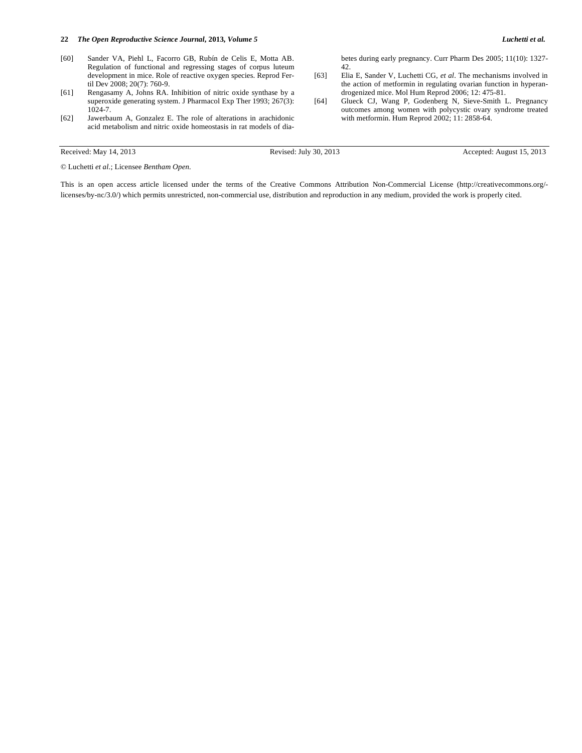[60] Sander VA, Piehl L, Facorro GB, Rubín de Celis E, Motta AB. Regulation of functional and regressing stages of corpus luteum development in mice. Role of reactive oxygen species. Reprod Fertil Dev 2008; 20(7): 760-9.

[61] Rengasamy A, Johns RA. Inhibition of nitric oxide synthase by a superoxide generating system. J Pharmacol Exp Ther 1993; 267(3): 1024-7.

[62] Jawerbaum A, Gonzalez E. The role of alterations in arachidonic acid metabolism and nitric oxide homeostasis in rat models of diabetes during early pregnancy. Curr Pharm Des 2005; 11(10): 1327-42.

[63] Elia E, Sander V, Luchetti CG, *et al*. The mechanisms involved in the action of metformin in regulating ovarian function in hyperandrogenized mice. Mol Hum Reprod 2006; 12: 475-81.

[64] Glueck CJ, Wang P, Godenberg N, Sieve-Smith L. Pregnancy outcomes among women with polycystic ovary syndrome treated with metformin. Hum Reprod 2002; 11: 2858-64.

Received: May 14, 2013 Revised: July 30, 2013 Accepted: August 15, 2013

© Luchetti *et al*.; Licensee *Bentham Open*.

This is an open access article licensed under the terms of the Creative Commons Attribution Non-Commercial License (http://creativecommons.org/-licenses/by-nc/3.0/) which permits unrestricted, non-commercial use, distribution and reproduction in any medium, provided the work is properly cited.